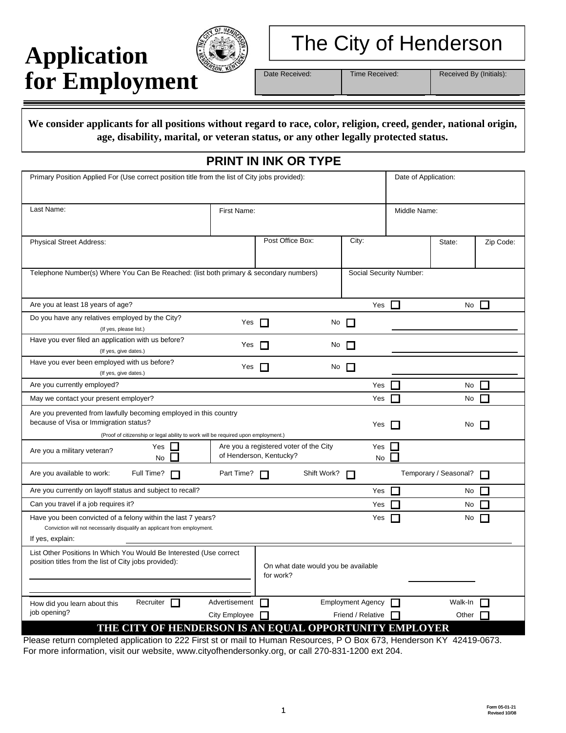# Application for Employment

# The City of Henderson

| Date Received: | Time Received: | Received By (Initials): |
|---|---|---|
| | | |

**We consider applicants for all positions without regard to race, color, religion, creed, gender, national origin, age, disability, marital, or veteran status, or any other legally protected status.**

## PRINT IN INK OR TYPE

| | |
|---|---|
| Primary Position Applied For (Use correct position title from the list of City jobs provided): | Date of Application: |

| Last Name: | First Name: | Middle Name: |
|---|---|---|
| | | |

| Physical Street Address: | Post Office Box: | City: | State: | Zip Code: |
|---|---|---|---|---|
| | | | | |

| | |
|---|---|
| Telephone Number(s) Where You Can Be Reached: (list both primary & secondary numbers) | Social Security Number: |

Are you at least 18 years of age? Yes ☐ No ☐

Do you have any relatives employed by the City? (If yes, please list.) Yes ☐ No ☐ ______________

Have you ever filed an application with us before? (If yes, give dates.) Yes ☐ No ☐ ______________

Have you ever been employed with us before? (If yes, give dates.) Yes ☐ No ☐ ______________

Are you currently employed? Yes ☐ No ☐

May we contact your present employer? Yes ☐ No ☐

Are you prevented from lawfully becoming employed in this country because of Visa or Immigration status? Yes ☐ No ☐
(Proof of citizenship or legal ability to work will be required upon employment.)

Are you a military veteran? Yes ☐ No ☐ | Are you a registered voter of the City of Henderson, Kentucky? Yes ☐ No ☐

Are you available to work: Full Time? ☐ Part Time? ☐ Shift Work? ☐ Temporary / Seasonal? ☐

Are you currently on layoff status and subject to recall? Yes ☐ No ☐

Can you travel if a job requires it? Yes ☐ No ☐

Have you been convicted of a felony within the last 7 years? Yes ☐ No ☐
Conviction will not necessarily disqualify an applicant from employment.
If yes, explain: ______________

List Other Positions In Which You Would Be Interested (Use correct position titles from the list of City jobs provided): ______________

On what date would you be available for work? ______________

How did you learn about this job opening? Recruiter ☐ Advertisement ☐ Employment Agency ☐ Walk-In ☐ City Employee ☐ Friend / Relative ☐ Other ☐

**THE CITY OF HENDERSON IS AN EQUAL OPPORTUNITY EMPLOYER**

Please return completed application to 222 First st or mail to Human Resources, P O Box 673, Henderson KY 42419-0673.
For more information, visit our website, www.cityofhendersonky.org, or call 270-831-1200 ext 204.

Form 05-01-21
Revised 10/08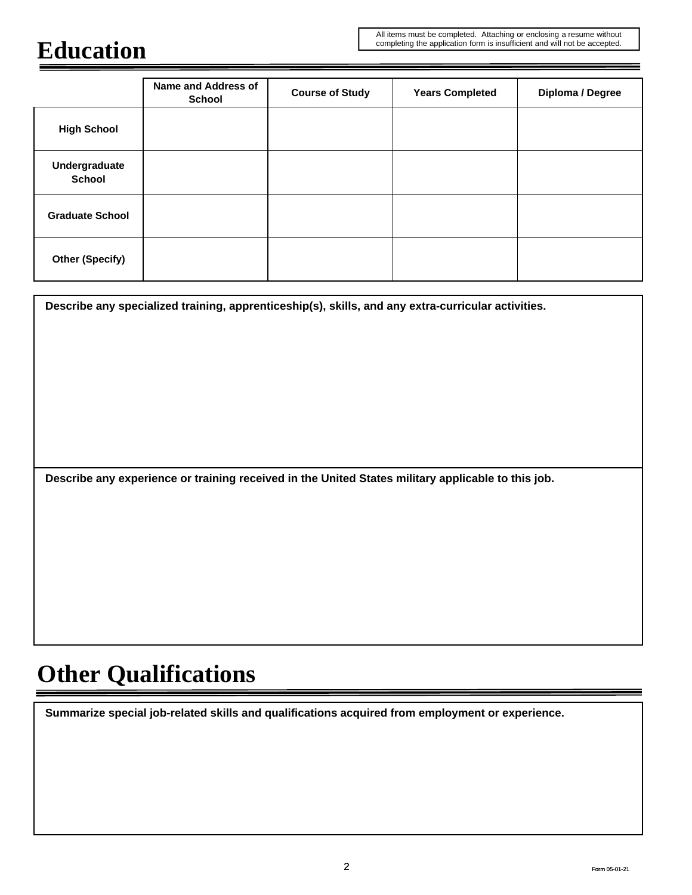# Education

All items must be completed. Attaching or enclosing a resume without completing the application form is insufficient and will not be accepted.

| | Name and Address of School | Course of Study | Years Completed | Diploma / Degree |
|---|---|---|---|---|
| **High School** | | | | |
| **Undergraduate School** | | | | |
| **Graduate School** | | | | |
| **Other (Specify)** | | | | |

**Describe any specialized training, apprenticeship(s), skills, and any extra-curricular activities.**

**Describe any experience or training received in the United States military applicable to this job.**

# Other Qualifications

**Summarize special job-related skills and qualifications acquired from employment or experience.**

Form 05-01-21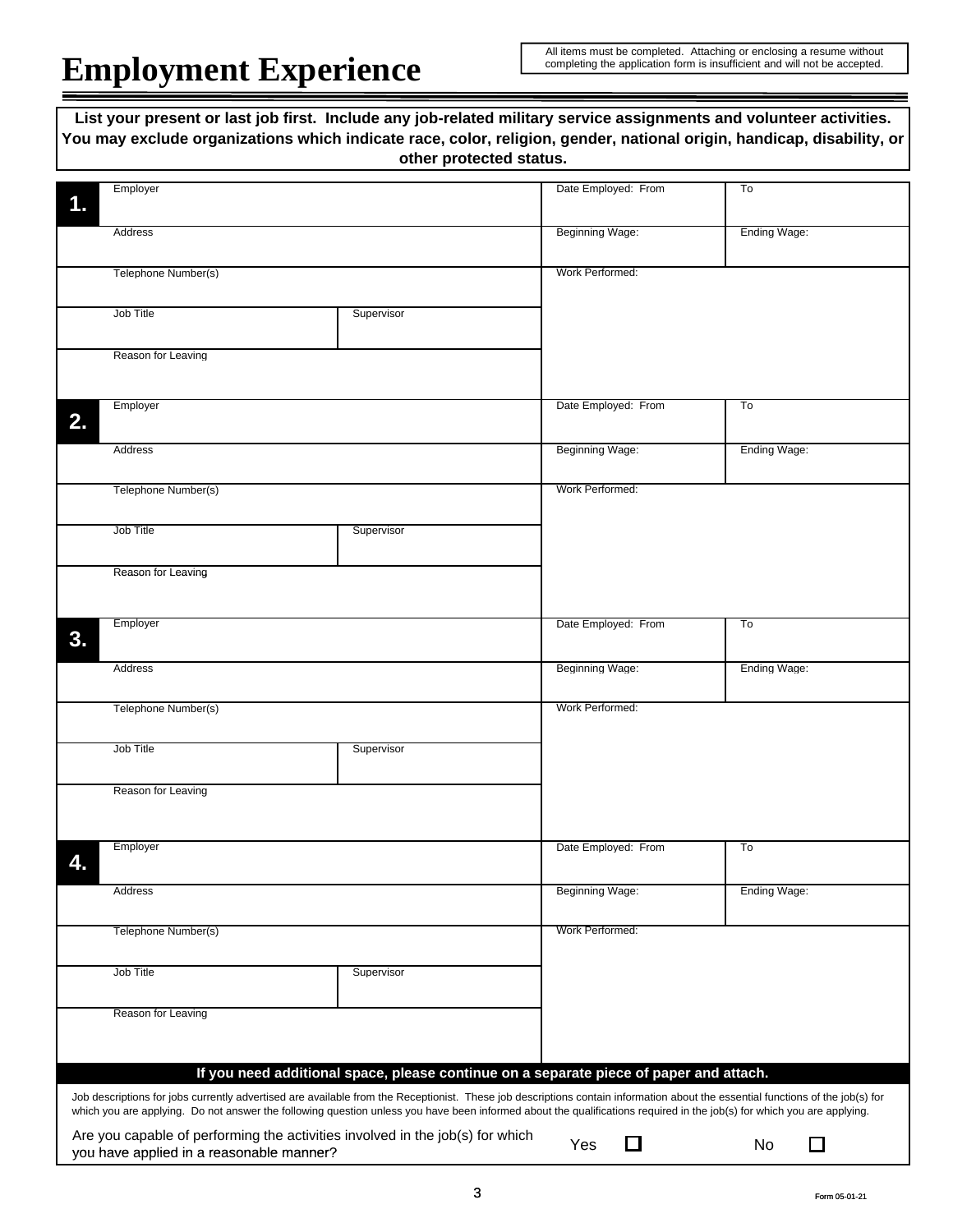# Employment Experience

All items must be completed. Attaching or enclosing a resume without completing the application form is insufficient and will not be accepted.

**List your present or last job first. Include any job-related military service assignments and volunteer activities. You may exclude organizations which indicate race, color, religion, gender, national origin, handicap, disability, or other protected status.**

| **1.** | | | |
|---|---|---|---|
| Employer | | Date Employed: From | To |
| Address | | Beginning Wage: | Ending Wage: |
| Telephone Number(s) | | Work Performed: | |
| Job Title | Supervisor | | |
| Reason for Leaving | | | |

| **2.** | | | |
|---|---|---|---|
| Employer | | Date Employed: From | To |
| Address | | Beginning Wage: | Ending Wage: |
| Telephone Number(s) | | Work Performed: | |
| Job Title | Supervisor | | |
| Reason for Leaving | | | |

| **3.** | | | |
|---|---|---|---|
| Employer | | Date Employed: From | To |
| Address | | Beginning Wage: | Ending Wage: |
| Telephone Number(s) | | Work Performed: | |
| Job Title | Supervisor | | |
| Reason for Leaving | | | |

| **4.** | | | |
|---|---|---|---|
| Employer | | Date Employed: From | To |
| Address | | Beginning Wage: | Ending Wage: |
| Telephone Number(s) | | Work Performed: | |
| Job Title | Supervisor | | |
| Reason for Leaving | | | |

**If you need additional space, please continue on a separate piece of paper and attach.**

Job descriptions for jobs currently advertised are available from the Receptionist. These job descriptions contain information about the essential functions of the job(s) for which you are applying. Do not answer the following question unless you have been informed about the qualifications required in the job(s) for which you are applying.

Are you capable of performing the activities involved in the job(s) for which you have applied in a reasonable manner? Yes ☐ No ☐

Form 05-01-21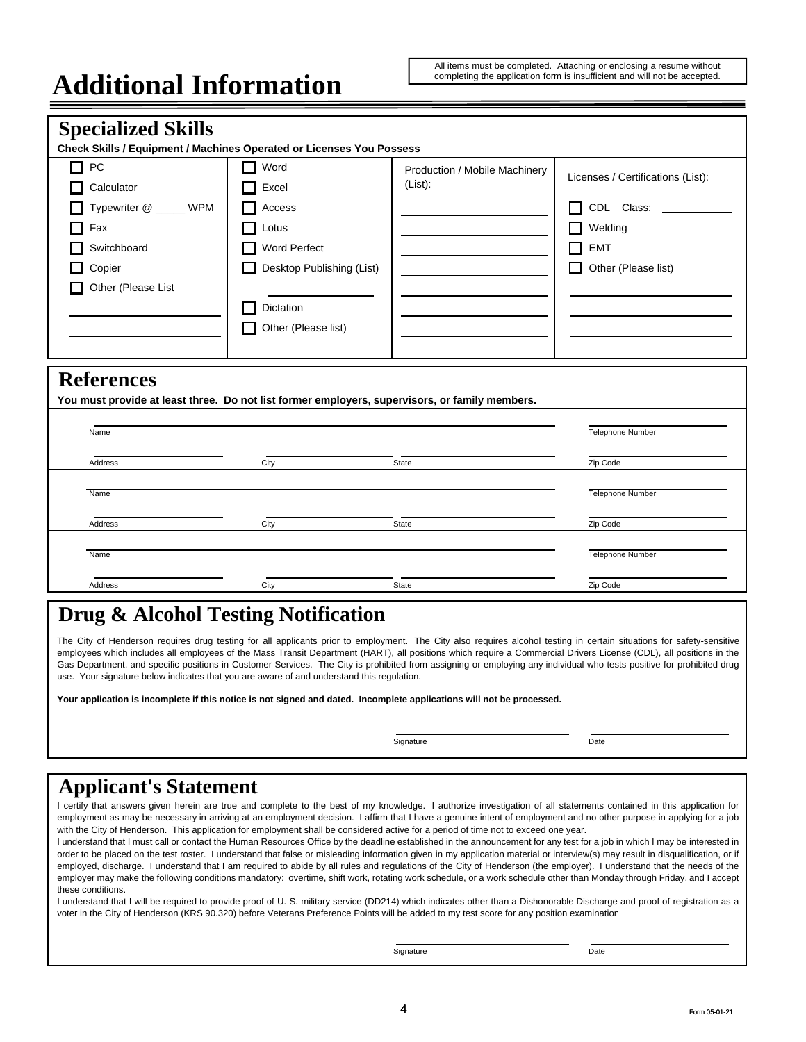# Additional Information

All items must be completed. Attaching or enclosing a resume without completing the application form is insufficient and will not be accepted.

## Specialized Skills

**Check Skills / Equipment / Machines Operated or Licenses You Possess**

| | | Production / Mobile Machinery (List): | Licenses / Certifications (List): |
|---|---|---|---|
| ☐ PC | ☐ Word | ____________ | ☐ CDL Class: ________ |
| ☐ Calculator | ☐ Excel | ____________ | ☐ Welding |
| ☐ Typewriter @ _____ WPM | ☐ Access | ____________ | ☐ EMT |
| ☐ Fax | ☐ Lotus | ____________ | ☐ Other (Please list) |
| ☐ Switchboard | ☐ Word Perfect | ____________ | ____________ |
| ☐ Copier | ☐ Desktop Publishing (List) | ____________ | ____________ |
| ☐ Other (Please List | ____________ | ____________ | ____________ |
| ____________ | ☐ Dictation | ____________ | ____________ |
| ____________ | ☐ Other (Please list) | | |
| ____________ | ____________ | | |

## References

**You must provide at least three. Do not list former employers, supervisors, or family members.**

| Name | | | Telephone Number |
|---|---|---|---|
| Address | City | State | Zip Code |

| Name | | | Telephone Number |
|---|---|---|---|
| Address | City | State | Zip Code |

| Name | | | Telephone Number |
|---|---|---|---|
| Address | City | State | Zip Code |

## Drug & Alcohol Testing Notification

The City of Henderson requires drug testing for all applicants prior to employment. The City also requires alcohol testing in certain situations for safety-sensitive employees which includes all employees of the Mass Transit Department (HART), all positions which require a Commercial Drivers License (CDL), all positions in the Gas Department, and specific positions in Customer Services. The City is prohibited from assigning or employing any individual who tests positive for prohibited drug use. Your signature below indicates that you are aware of and understand this regulation.

**Your application is incomplete if this notice is not signed and dated. Incomplete applications will not be processed.**

Signature ____________________ Date ____________________

## Applicant's Statement

I certify that answers given herein are true and complete to the best of my knowledge. I authorize investigation of all statements contained in this application for employment as may be necessary in arriving at an employment decision. I affirm that I have a genuine intent of employment and no other purpose in applying for a job with the City of Henderson. This application for employment shall be considered active for a period of time not to exceed one year.

I understand that I must call or contact the Human Resources Office by the deadline established in the announcement for any test for a job in which I may be interested in order to be placed on the test roster. I understand that false or misleading information given in my application material or interview(s) may result in disqualification, or if employed, discharge. I understand that I am required to abide by all rules and regulations of the City of Henderson (the employer). I understand that the needs of the employer may make the following conditions mandatory: overtime, shift work, rotating work schedule, or a work schedule other than Monday through Friday, and I accept these conditions.

I understand that I will be required to provide proof of U. S. military service (DD214) which indicates other than a Dishonorable Discharge and proof of registration as a voter in the City of Henderson (KRS 90.320) before Veterans Preference Points will be added to my test score for any position examination

Signature ____________________ Date ____________________

Form 05-01-21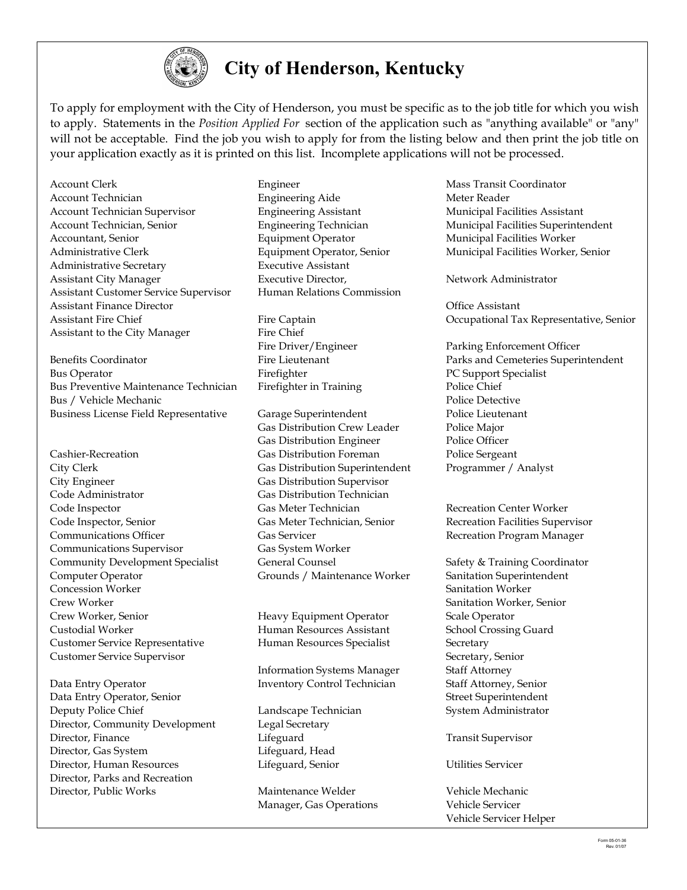# City of Henderson, Kentucky

To apply for employment with the City of Henderson, you must be specific as to the job title for which you wish to apply. Statements in the *Position Applied For* section of the application such as "anything available" or "any" will not be acceptable. Find the job you wish to apply for from the listing below and then print the job title on your application exactly as it is printed on this list. Incomplete applications will not be processed.

Account Clerk
Account Technician
Account Technician Supervisor
Account Technician, Senior
Accountant, Senior
Administrative Clerk
Administrative Secretary
Assistant City Manager
Assistant Customer Service Supervisor
Assistant Finance Director
Assistant Fire Chief
Assistant to the City Manager

Benefits Coordinator
Bus Operator
Bus Preventive Maintenance Technician
Bus / Vehicle Mechanic
Business License Field Representative

Cashier-Recreation
City Clerk
City Engineer
Code Administrator
Code Inspector
Code Inspector, Senior
Communications Officer
Communications Supervisor
Community Development Specialist
Computer Operator
Concession Worker
Crew Worker
Crew Worker, Senior
Custodial Worker
Customer Service Representative
Customer Service Supervisor

Data Entry Operator
Data Entry Operator, Senior
Deputy Police Chief
Director, Community Development
Director, Finance
Director, Gas System
Director, Human Resources
Director, Parks and Recreation
Director, Public Works

Engineer
Engineering Aide
Engineering Assistant
Engineering Technician
Equipment Operator
Equipment Operator, Senior
Executive Assistant
Executive Director,
Human Relations Commission

Fire Captain
Fire Chief
Fire Driver/Engineer
Fire Lieutenant
Firefighter
Firefighter in Training

Garage Superintendent
Gas Distribution Crew Leader
Gas Distribution Engineer
Gas Distribution Foreman
Gas Distribution Superintendent
Gas Distribution Supervisor
Gas Distribution Technician
Gas Meter Technician
Gas Meter Technician, Senior
Gas Servicer
Gas System Worker
General Counsel
Grounds / Maintenance Worker

Heavy Equipment Operator
Human Resources Assistant
Human Resources Specialist

Information Systems Manager
Inventory Control Technician

Landscape Technician
Legal Secretary
Lifeguard
Lifeguard, Head
Lifeguard, Senior

Maintenance Welder
Manager, Gas Operations
Mass Transit Coordinator
Meter Reader
Municipal Facilities Assistant
Municipal Facilities Superintendent
Municipal Facilities Worker
Municipal Facilities Worker, Senior

Network Administrator

Office Assistant
Occupational Tax Representative, Senior

Parking Enforcement Officer
Parks and Cemeteries Superintendent
PC Support Specialist
Police Chief
Police Detective
Police Lieutenant
Police Major
Police Officer
Police Sergeant
Programmer / Analyst

Recreation Center Worker
Recreation Facilities Supervisor
Recreation Program Manager

Safety & Training Coordinator
Sanitation Superintendent
Sanitation Worker
Sanitation Worker, Senior
Scale Operator
School Crossing Guard
Secretary
Secretary, Senior
Staff Attorney
Staff Attorney, Senior
Street Superintendent
System Administrator

Transit Supervisor

Utilities Servicer

Vehicle Mechanic
Vehicle Servicer
Vehicle Servicer Helper

Form 05-01-36
Rev. 01/07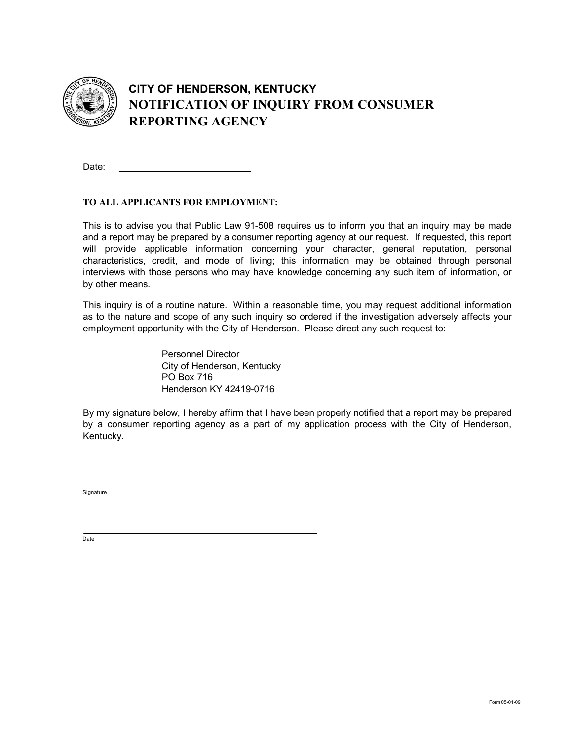# CITY OF HENDERSON, KENTUCKY

## NOTIFICATION OF INQUIRY FROM CONSUMER REPORTING AGENCY

Date: _________________________

**TO ALL APPLICANTS FOR EMPLOYMENT:**

This is to advise you that Public Law 91-508 requires us to inform you that an inquiry may be made and a report may be prepared by a consumer reporting agency at our request. If requested, this report will provide applicable information concerning your character, general reputation, personal characteristics, credit, and mode of living; this information may be obtained through personal interviews with those persons who may have knowledge concerning any such item of information, or by other means.

This inquiry is of a routine nature. Within a reasonable time, you may request additional information as to the nature and scope of any such inquiry so ordered if the investigation adversely affects your employment opportunity with the City of Henderson. Please direct any such request to:

> Personnel Director
> City of Henderson, Kentucky
> PO Box 716
> Henderson KY 42419-0716

By my signature below, I hereby affirm that I have been properly notified that a report may be prepared by a consumer reporting agency as a part of my application process with the City of Henderson, Kentucky.

_____________________________________________
Signature

_____________________________________________
Date

Form 05-01-09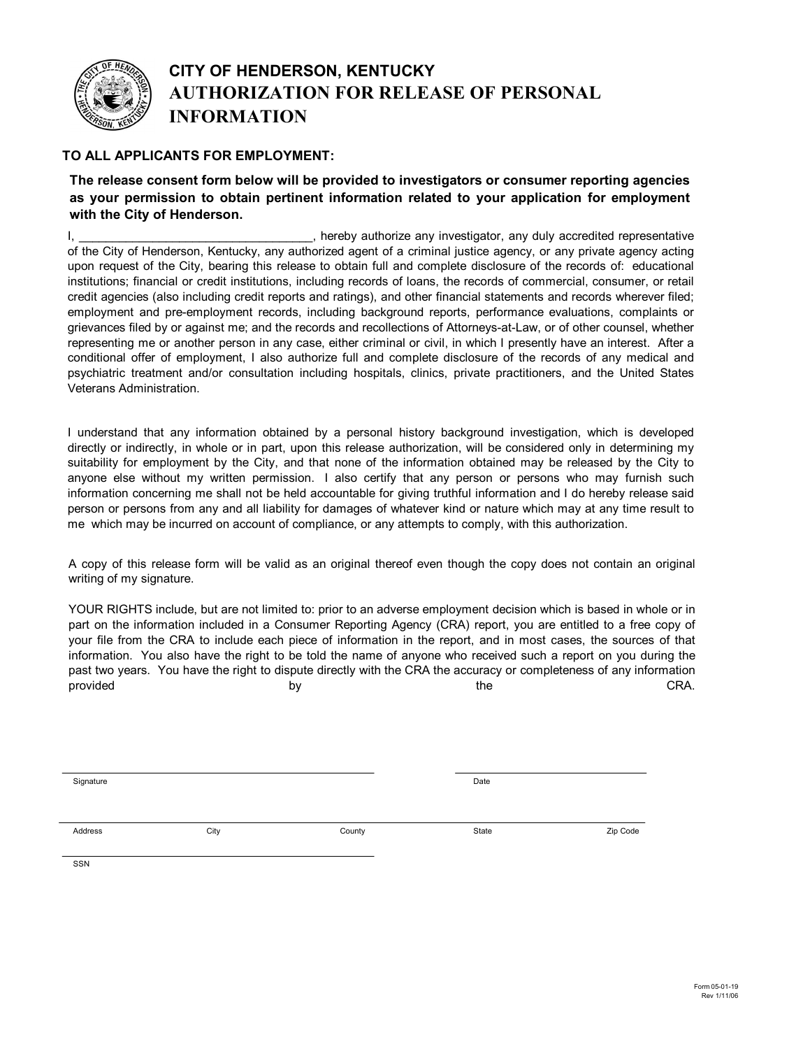# CITY OF HENDERSON, KENTUCKY
# AUTHORIZATION FOR RELEASE OF PERSONAL INFORMATION

**TO ALL APPLICANTS FOR EMPLOYMENT:**

**The release consent form below will be provided to investigators or consumer reporting agencies as your permission to obtain pertinent information related to your application for employment with the City of Henderson.**

I, ___________________________________, hereby authorize any investigator, any duly accredited representative of the City of Henderson, Kentucky, any authorized agent of a criminal justice agency, or any private agency acting upon request of the City, bearing this release to obtain full and complete disclosure of the records of: educational institutions; financial or credit institutions, including records of loans, the records of commercial, consumer, or retail credit agencies (also including credit reports and ratings), and other financial statements and records wherever filed; employment and pre-employment records, including background reports, performance evaluations, complaints or grievances filed by or against me; and the records and recollections of Attorneys-at-Law, or of other counsel, whether representing me or another person in any case, either criminal or civil, in which I presently have an interest. After a conditional offer of employment, I also authorize full and complete disclosure of the records of any medical and psychiatric treatment and/or consultation including hospitals, clinics, private practitioners, and the United States Veterans Administration.

I understand that any information obtained by a personal history background investigation, which is developed directly or indirectly, in whole or in part, upon this release authorization, will be considered only in determining my suitability for employment by the City, and that none of the information obtained may be released by the City to anyone else without my written permission. I also certify that any person or persons who may furnish such information concerning me shall not be held accountable for giving truthful information and I do hereby release said person or persons from any and all liability for damages of whatever kind or nature which may at any time result to me which may be incurred on account of compliance, or any attempts to comply, with this authorization.

A copy of this release form will be valid as an original thereof even though the copy does not contain an original writing of my signature.

YOUR RIGHTS include, but are not limited to: prior to an adverse employment decision which is based in whole or in part on the information included in a Consumer Reporting Agency (CRA) report, you are entitled to a free copy of your file from the CRA to include each piece of information in the report, and in most cases, the sources of that information. You also have the right to be told the name of anyone who received such a report on you during the past two years. You have the right to dispute directly with the CRA the accuracy or completeness of any information provided by the CRA.

_________________________________________ Signature

_________________________ Date

Address ______ City ______ County ______ State ______ Zip Code ______

_________________________________________ SSN

Form 05-01-19
Rev 1/11/06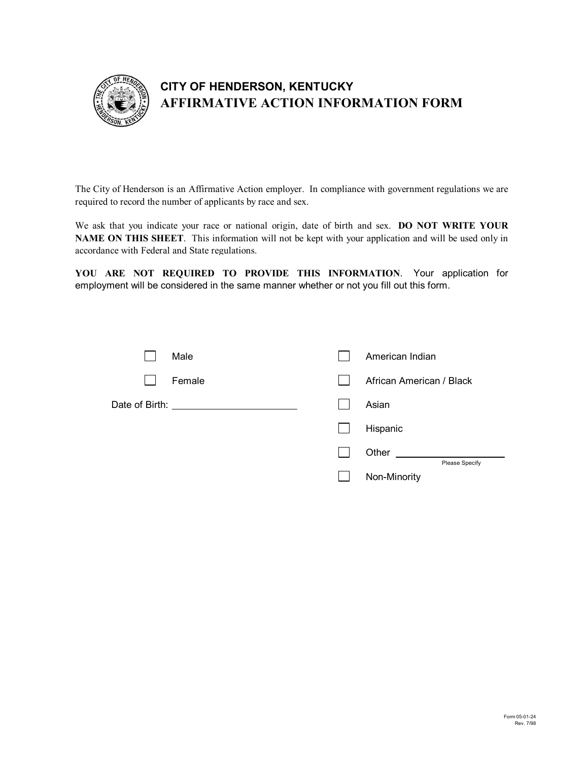# CITY OF HENDERSON, KENTUCKY
## AFFIRMATIVE ACTION INFORMATION FORM

The City of Henderson is an Affirmative Action employer. In compliance with government regulations we are required to record the number of applicants by race and sex.

We ask that you indicate your race or national origin, date of birth and sex. **DO NOT WRITE YOUR NAME ON THIS SHEET**. This information will not be kept with your application and will be used only in accordance with Federal and State regulations.

**YOU ARE NOT REQUIRED TO PROVIDE THIS INFORMATION**. Your application for employment will be considered in the same manner whether or not you fill out this form.

- ☐ Male
- ☐ Female

Date of Birth: ______________________

- ☐ American Indian
- ☐ African American / Black
- ☐ Asian
- ☐ Hispanic
- ☐ Other ____________________ (Please Specify)
- ☐ Non-Minority

Form 05-01-24
Rev. 7/98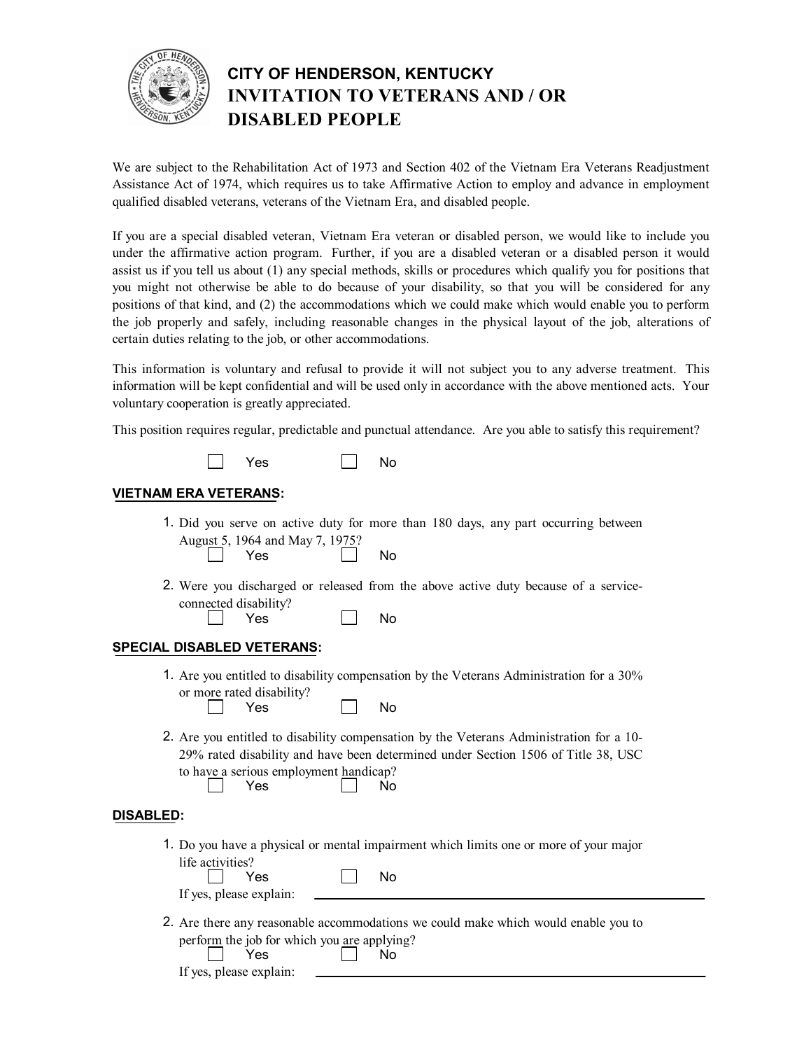# CITY OF HENDERSON, KENTUCKY

# INVITATION TO VETERANS AND / OR DISABLED PEOPLE

We are subject to the Rehabilitation Act of 1973 and Section 402 of the Vietnam Era Veterans Readjustment Assistance Act of 1974, which requires us to take Affirmative Action to employ and advance in employment qualified disabled veterans, veterans of the Vietnam Era, and disabled people.

If you are a special disabled veteran, Vietnam Era veteran or disabled person, we would like to include you under the affirmative action program. Further, if you are a disabled veteran or a disabled person it would assist us if you tell us about (1) any special methods, skills or procedures which qualify you for positions that you might not otherwise be able to do because of your disability, so that you will be considered for any positions of that kind, and (2) the accommodations which we could make which would enable you to perform the job properly and safely, including reasonable changes in the physical layout of the job, alterations of certain duties relating to the job, or other accommodations.

This information is voluntary and refusal to provide it will not subject you to any adverse treatment. This information will be kept confidential and will be used only in accordance with the above mentioned acts. Your voluntary cooperation is greatly appreciated.

This position requires regular, predictable and punctual attendance. Are you able to satisfy this requirement?

☐ Yes ☐ No

**VIETNAM ERA VETERANS:**

1. Did you serve on active duty for more than 180 days, any part occurring between August 5, 1964 and May 7, 1975?
   ☐ Yes ☐ No

2. Were you discharged or released from the above active duty because of a service-connected disability?
   ☐ Yes ☐ No

**SPECIAL DISABLED VETERANS:**

1. Are you entitled to disability compensation by the Veterans Administration for a 30% or more rated disability?
   ☐ Yes ☐ No

2. Are you entitled to disability compensation by the Veterans Administration for a 10-29% rated disability and have been determined under Section 1506 of Title 38, USC to have a serious employment handicap?
   ☐ Yes ☐ No

**DISABLED:**

1. Do you have a physical or mental impairment which limits one or more of your major life activities?
   ☐ Yes ☐ No
   If yes, please explain: ______________________________

2. Are there any reasonable accommodations we could make which would enable you to perform the job for which you are applying?
   ☐ Yes ☐ No
   If yes, please explain: ______________________________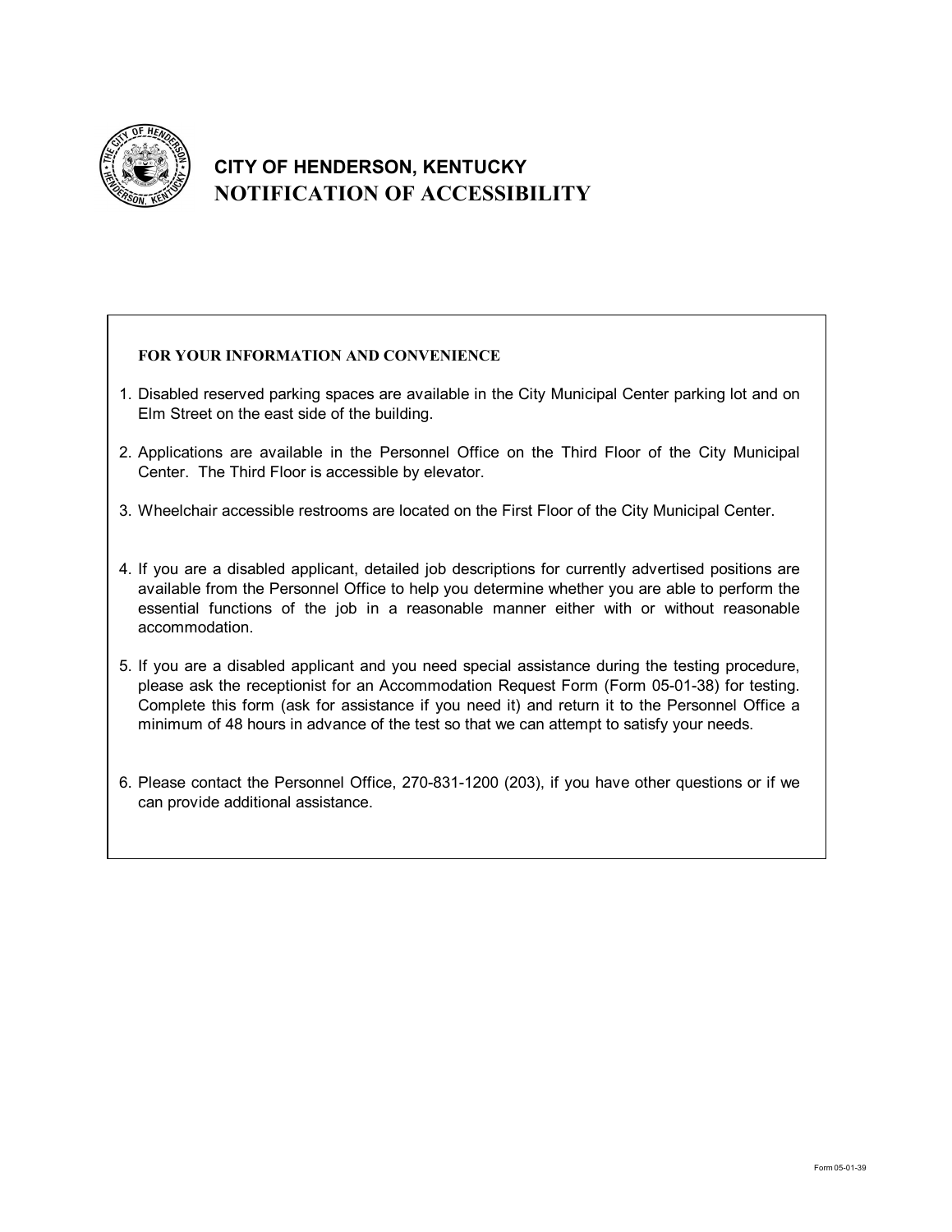# CITY OF HENDERSON, KENTUCKY
## NOTIFICATION OF ACCESSIBILITY

**FOR YOUR INFORMATION AND CONVENIENCE**

1. Disabled reserved parking spaces are available in the City Municipal Center parking lot and on Elm Street on the east side of the building.

2. Applications are available in the Personnel Office on the Third Floor of the City Municipal Center. The Third Floor is accessible by elevator.

3. Wheelchair accessible restrooms are located on the First Floor of the City Municipal Center.

4. If you are a disabled applicant, detailed job descriptions for currently advertised positions are available from the Personnel Office to help you determine whether you are able to perform the essential functions of the job in a reasonable manner either with or without reasonable accommodation.

5. If you are a disabled applicant and you need special assistance during the testing procedure, please ask the receptionist for an Accommodation Request Form (Form 05-01-38) for testing. Complete this form (ask for assistance if you need it) and return it to the Personnel Office a minimum of 48 hours in advance of the test so that we can attempt to satisfy your needs.

6. Please contact the Personnel Office, 270-831-1200 (203), if you have other questions or if we can provide additional assistance.

Form 05-01-39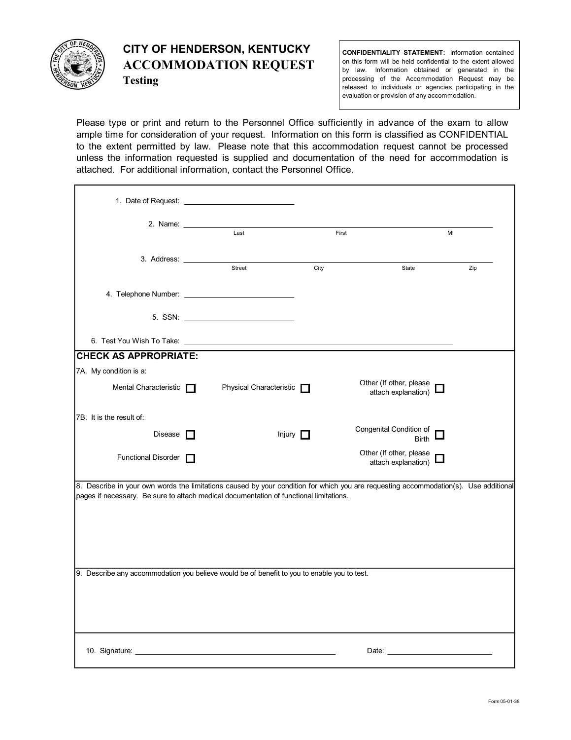# CITY OF HENDERSON, KENTUCKY
## ACCOMMODATION REQUEST
### Testing

**CONFIDENTIALITY STATEMENT:** Information contained on this form will be held confidential to the extent allowed by law. Information obtained or generated in the processing of the Accommodation Request may be released to individuals or agencies participating in the evaluation or provision of any accommodation.

Please type or print and return to the Personnel Office sufficiently in advance of the exam to allow ample time for consideration of your request. Information on this form is classified as CONFIDENTIAL to the extent permitted by law. Please note that this accommodation request cannot be processed unless the information requested is supplied and documentation of the need for accommodation is attached. For additional information, contact the Personnel Office.

1. Date of Request: ____________________

2. Name: ______________________________________________
   Last    First    MI

3. Address: ______________________________________________
   Street    City    State    Zip

4. Telephone Number: ____________________

5. SSN: ____________________

6. Test You Wish To Take: ______________________________________________

**CHECK AS APPROPRIATE:**

7A. My condition is a:

- ☐ Mental Characteristic
- ☐ Physical Characteristic
- ☐ Other (If other, please attach explanation)

7B. It is the result of:

- ☐ Disease
- ☐ Injury
- ☐ Congenital Condition of Birth
- ☐ Functional Disorder
- ☐ Other (If other, please attach explanation)

8. Describe in your own words the limitations caused by your condition for which you are requesting accommodation(s). Use additional pages if necessary. Be sure to attach medical documentation of functional limitations.

9. Describe any accommodation you believe would be of benefit to you to enable you to test.

10. Signature: ______________________________ Date: ____________________

Form 05-01-38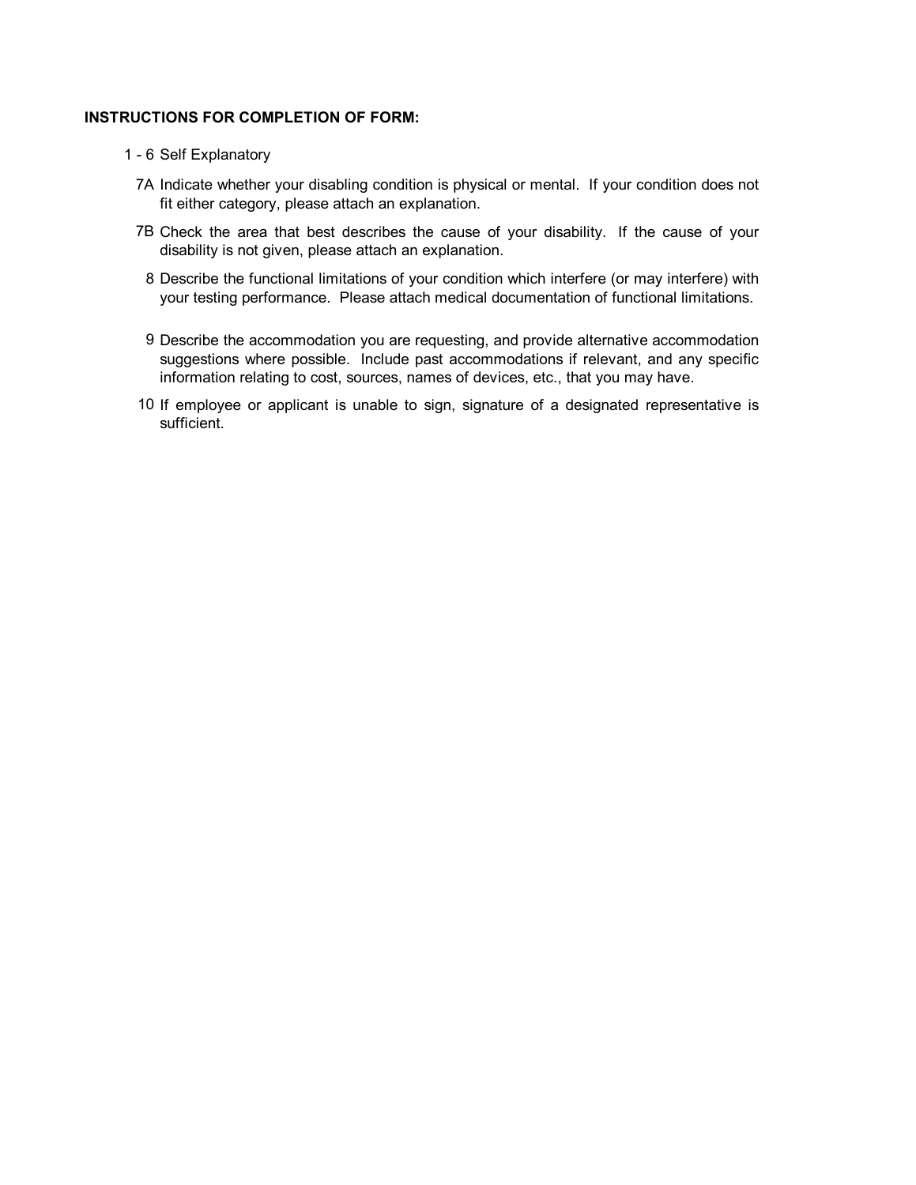**INSTRUCTIONS FOR COMPLETION OF FORM:**

1 - 6 Self Explanatory

7A Indicate whether your disabling condition is physical or mental. If your condition does not fit either category, please attach an explanation.

7B Check the area that best describes the cause of your disability. If the cause of your disability is not given, please attach an explanation.

8 Describe the functional limitations of your condition which interfere (or may interfere) with your testing performance. Please attach medical documentation of functional limitations.

9 Describe the accommodation you are requesting, and provide alternative accommodation suggestions where possible. Include past accommodations if relevant, and any specific information relating to cost, sources, names of devices, etc., that you may have.

10 If employee or applicant is unable to sign, signature of a designated representative is sufficient.